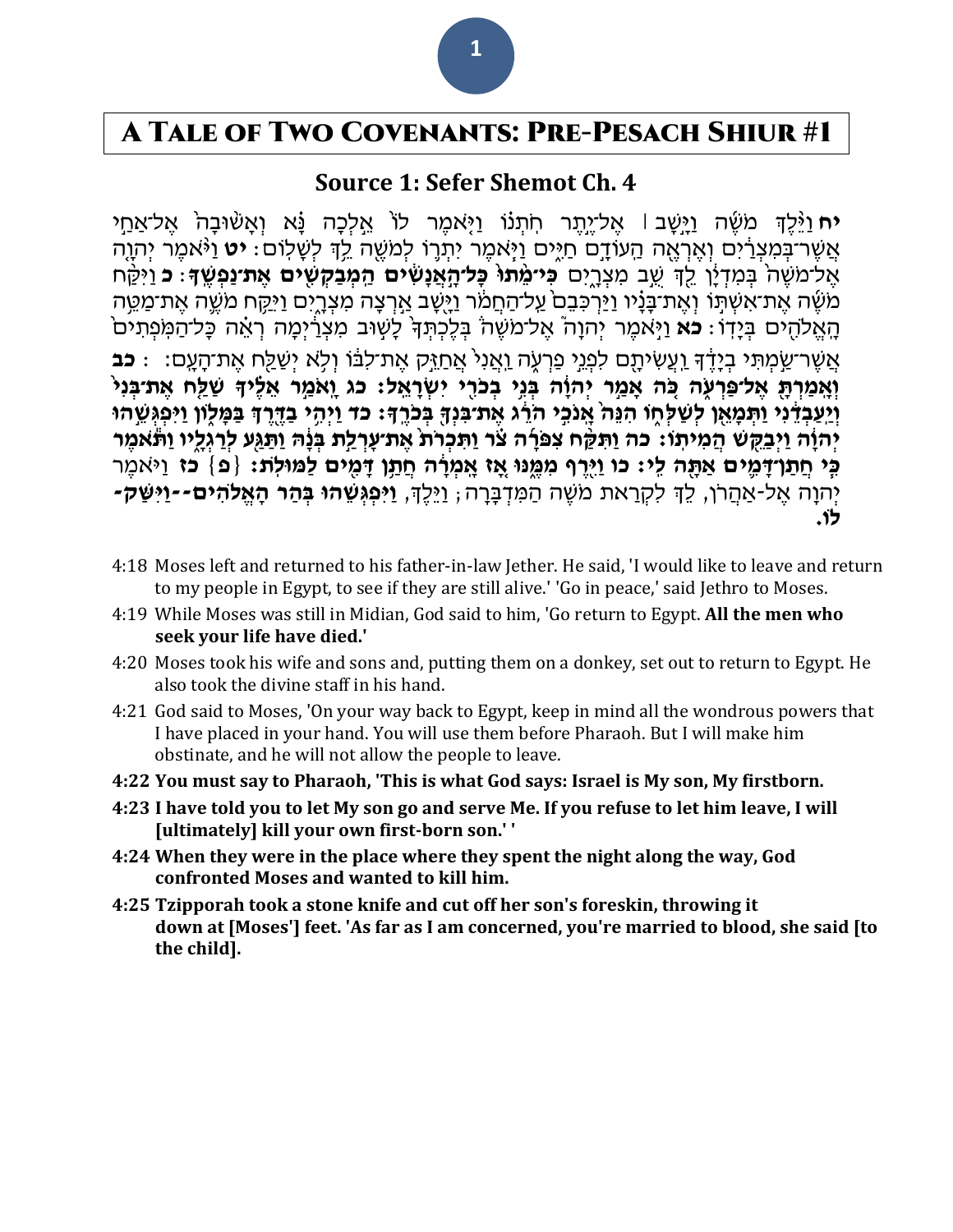# A Tale of Two Covenants: Pre-Pesach Shiur #1

## Source 1: Sefer Shemot Ch. 4

**יח** וַיֵּלֶךְ מֹשֶׁה וַיָּשָׁב ׀ אֶל־יֶתֶר חֹתְנוֹ וַיֹּאמֶר לוֹ אֵלְכָה נָּא וְאָשׁוּבָה אֶל־אַחַי אֲשֶׁר־בְּמִצְרַיִם וְאֶרְאֶה הַעוֹדָם חַיִּים וַיֹּאמֶר יִתְרוֹ לְמֹשֶׁה לֵךְ לְשָׁלוֹם׃ **יט** וַיֹּאמֶר יְהוָה אֶל־מֹשֶׁה בְּמִדְיָן לֵךְ שֻׁב מִצְרָיִם **כִּי־מֵתוּ כָּל־הָאֲנָשִׁים הַמְבַקְשִׁים אֶת־נַפְשֶׁךָ׃** **כ** וַיִּקַּח מֹשֶׁה אֶת־אִשְׁתּוֹ וְאֶת־בָּנָיו וַיַּרְכִּבֵם עַל־הַחֲמֹר וַיָּשָׁב אַרְצָה מִצְרָיִם וַיִּקַּח מֹשֶׁה אֶת־מַטֵּה הָאֱלֹהִים בְּיָדוֹ׃ **כא** וַיֹּאמֶר יְהוָה אֶל־מֹשֶׁה בְּלֶכְתְּךָ לָשׁוּב מִצְרַיְמָה רְאֵה כָּל־הַמֹּפְתִים אֲשֶׁר־שַׂמְתִּי בְיָדֶךָ וַעֲשִׂיתָם לִפְנֵי פַרְעֹה וַאֲנִי אֲחַזֵּק אֶת־לִבּוֹ וְלֹא יְשַׁלַּח אֶת־הָעָם׃ **כב וְאָמַרְתָּ אֶל־פַּרְעֹה כֹּה אָמַר יְהוָה בְּנִי בְכֹרִי יִשְׂרָאֵל׃ כג וָאֹמַר אֵלֶיךָ שַׁלַּח אֶת־בְּנִי וְיַעַבְדֵנִי וַתְּמָאֵן לְשַׁלְּחוֹ הִנֵּה אָנֹכִי הֹרֵג אֶת־בִּנְךָ בְּכֹרֶךָ׃ כד וַיְהִי בַדֶּרֶךְ בַּמָּלוֹן וַיִּפְגְּשֵׁהוּ יְהוָה וַיְבַקֵּשׁ הֲמִיתוֹ׃ כה וַתִּקַּח צִפֹּרָה צֹר וַתִּכְרֹת אֶת־עָרְלַת בְּנָהּ וַתַּגַּע לְרַגְלָיו וַתֹּאמֶר כִּי חֲתַן־דָּמִים אַתָּה לִי׃ כו וַיִּרֶף מִמֶּנּוּ אָז אָמְרָה חֲתַן דָּמִים לַמּוּלֹת׃** {פ} **כז** וַיֹּאמֶר יְהוָה אֶל-אַהֲרֹן, לֵךְ לִקְרַאת מֹשֶׁה הַמִּדְבָּרָה; וַיֵּלֶךְ, **וַיִּפְגְּשֵׁהוּ בְּהַר הָאֱלֹהִים--וַיִּשַּׁק-לוֹ.**

4:18 Moses left and returned to his father-in-law Jether. He said, 'I would like to leave and return to my people in Egypt, to see if they are still alive.' 'Go in peace,' said Jethro to Moses.

4:19 While Moses was still in Midian, God said to him, 'Go return to Egypt. **All the men who seek your life have died.'**

4:20 Moses took his wife and sons and, putting them on a donkey, set out to return to Egypt. He also took the divine staff in his hand.

4:21 God said to Moses, 'On your way back to Egypt, keep in mind all the wondrous powers that I have placed in your hand. You will use them before Pharaoh. But I will make him obstinate, and he will not allow the people to leave.

**4:22 You must say to Pharaoh, 'This is what God says: Israel is My son, My firstborn.**

**4:23 I have told you to let My son go and serve Me. If you refuse to let him leave, I will [ultimately] kill your own first-born son.' '**

**4:24 When they were in the place where they spent the night along the way, God confronted Moses and wanted to kill him.**

**4:25 Tzipporah took a stone knife and cut off her son's foreskin, throwing it down at [Moses'] feet. 'As far as I am concerned, you're married to blood, she said [to the child].**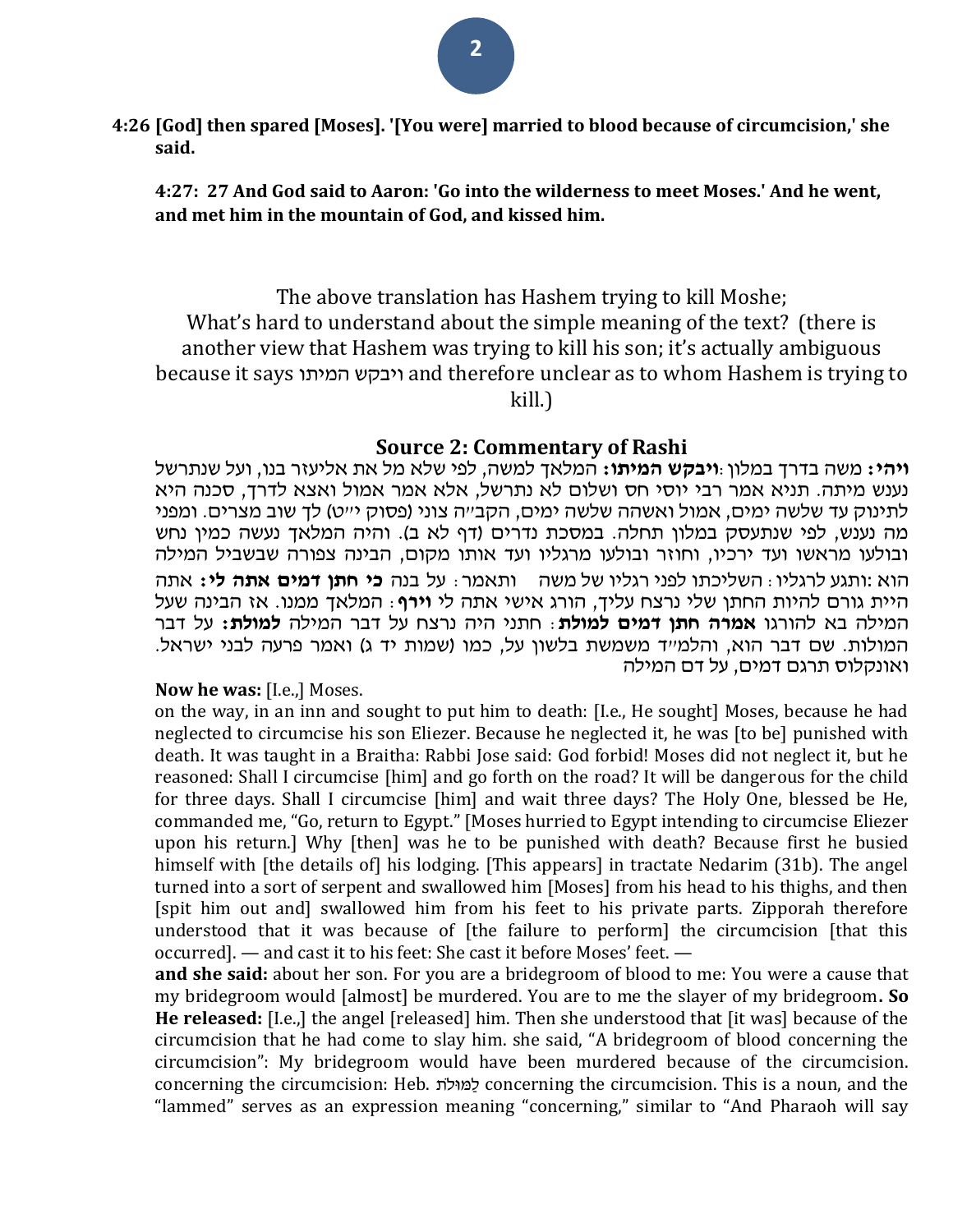**4:26 [God] then spared [Moses]. '[You were] married to blood because of circumcision,' she said.**

**4:27: 27 And God said to Aaron: 'Go into the wilderness to meet Moses.' And he went, and met him in the mountain of God, and kissed him.**

The above translation has Hashem trying to kill Moshe;
What's hard to understand about the simple meaning of the text? (there is another view that Hashem was trying to kill his son; it's actually ambiguous because it says ויבקש המיתו and therefore unclear as to whom Hashem is trying to kill.)

## Source 2: Commentary of Rashi

**ויהי:** משה בדרך במלון :**ויבקש המיתו:** המלאך למשה, לפי שלא מל את אליעזר בנו, ועל שנתרשל נענש מיתה. תניא אמר רבי יוסי חס ושלום לא נתרשל, אלא אמר אמול ואצא לדרך, סכנה היא לתינוק עד שלשה ימים, אמול ואשהה שלשה ימים, הקב"ה צוני (פסוק י"ט) לך שוב מצרים. ומפני מה נענש, לפי שנתעסק במלון תחלה. במסכת נדרים (דף לא ב). והיה המלאך נעשה כמין נחש ובולעו מראשו ועד ירכיו, וחוזר ובולעו מרגליו ועד אותו מקום, הבינה צפורה שבשביל המילה הוא :ותגע לרגליו: השליכתו לפני רגליו של משה ותאמר: על בנה **כי חתן דמים אתה לי:** אתה היית גורם להיות החתן שלי נרצח עליך, הורג אישי אתה לי **וירף**: המלאך ממנו. אז הבינה שעל המילה בא להורגו **אמרה חתן דמים למולת**: חתני היה נרצח על דבר המילה **למולת:** על דבר המולות. שם דבר הוא, והלמ"ד משמשת בלשון על, כמו (שמות יד ג) ואמר פרעה לבני ישראל. ואונקלוס תרגם דמים, על דם המילה

**Now he was:** [I.e.,] Moses.
on the way, in an inn and sought to put him to death: [I.e., He sought] Moses, because he had neglected to circumcise his son Eliezer. Because he neglected it, he was [to be] punished with death. It was taught in a Braitha: Rabbi Jose said: God forbid! Moses did not neglect it, but he reasoned: Shall I circumcise [him] and go forth on the road? It will be dangerous for the child for three days. Shall I circumcise [him] and wait three days? The Holy One, blessed be He, commanded me, "Go, return to Egypt." [Moses hurried to Egypt intending to circumcise Eliezer upon his return.] Why [then] was he to be punished with death? Because first he busied himself with [the details of] his lodging. [This appears] in tractate Nedarim (31b). The angel turned into a sort of serpent and swallowed him [Moses] from his head to his thighs, and then [spit him out and] swallowed him from his feet to his private parts. Zipporah therefore understood that it was because of [the failure to perform] the circumcision [that this occurred]. — and cast it to his feet: She cast it before Moses' feet. —
**and she said:** about her son. For you are a bridegroom of blood to me: You were a cause that my bridegroom would [almost] be murdered. You are to me the slayer of my bridegroom**. So He released:** [I.e.,] the angel [released] him. Then she understood that [it was] because of the circumcision that he had come to slay him. she said, "A bridegroom of blood concerning the circumcision": My bridegroom would have been murdered because of the circumcision. concerning the circumcision: Heb. לַמּוּלֹת concerning the circumcision. This is a noun, and the "lammed" serves as an expression meaning "concerning," similar to "And Pharaoh will say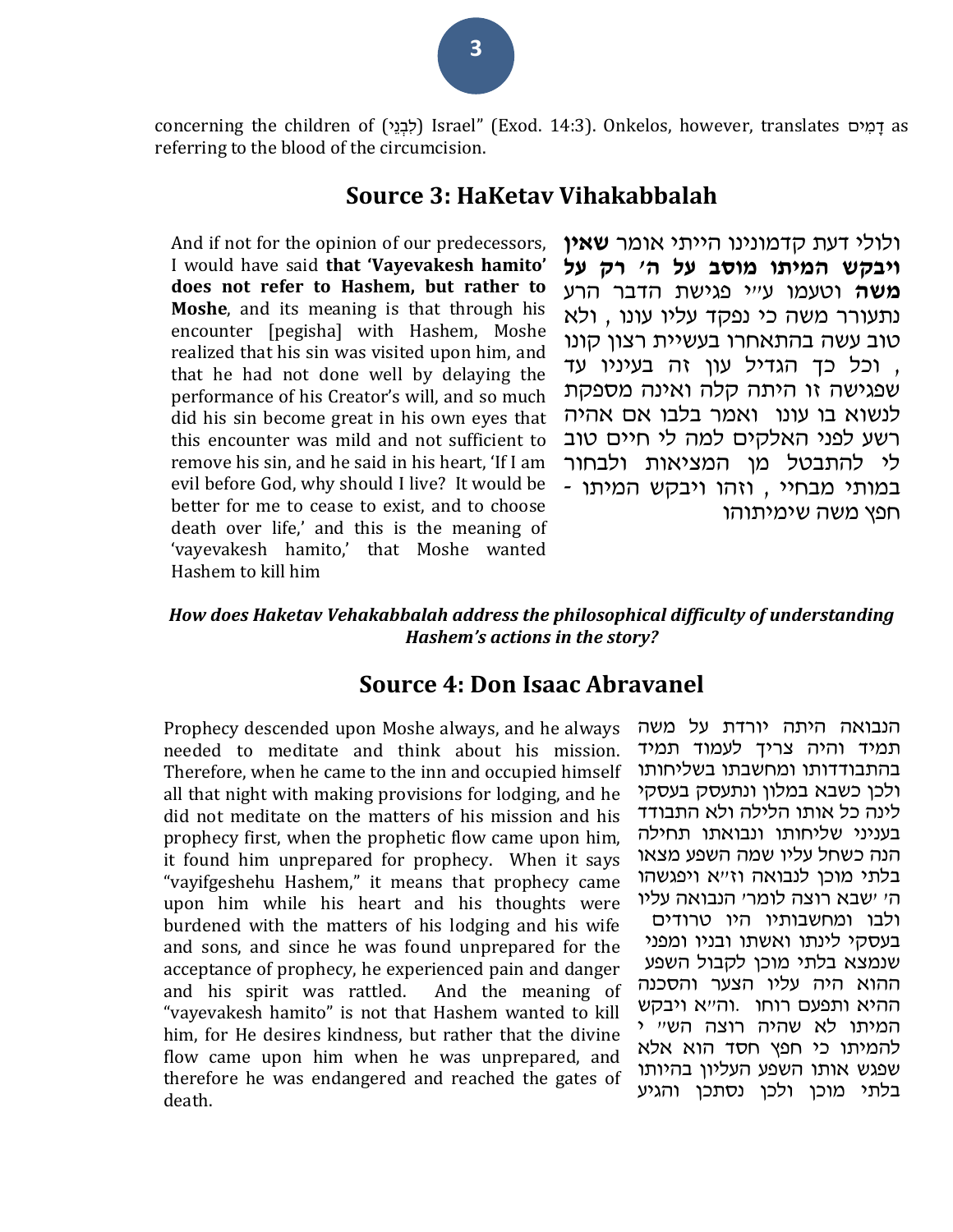concerning the children of (לִבְנֵי) Israel" (Exod. 14:3). Onkelos, however, translates דָמִים as referring to the blood of the circumcision.

## Source 3: HaKetav Vihakabbalah

And if not for the opinion of our predecessors, I would have said **that 'Vayevakesh hamito' does not refer to Hashem, but rather to Moshe**, and its meaning is that through his encounter [pegisha] with Hashem, Moshe realized that his sin was visited upon him, and that he had not done well by delaying the performance of his Creator's will, and so much did his sin become great in his own eyes that this encounter was mild and not sufficient to remove his sin, and he said in his heart, 'If I am evil before God, why should I live? It would be better for me to cease to exist, and to choose death over life,' and this is the meaning of 'vayevakesh hamito,' that Moshe wanted Hashem to kill him

ולולי דעת קדמונינו הייתי אומר **שאין ויבקש המיתו מוסב על ה' רק על משה** וטעמו ע"י פגישת הדבר הרע נתעורר משה כי נפקד עליו עונו , ולא טוב עשה בהתאחרו בעשיית רצון קונו , וכל כך הגדיל עון זה בעיניו עד שפגישה זו היתה קלה ואינה מספקת לנשוא בו עונו ואמר בלבו אם אהיה רשע לפני האלקים למה לי חיים טוב לי להתבטל מן המציאות ולבחור במותי מבחיי , וזהו ויבקש המיתו - חפץ משה שימיתוהו

***How does Haketav Vehakabbalah address the philosophical difficulty of understanding Hashem's actions in the story?***

## Source 4: Don Isaac Abravanel

Prophecy descended upon Moshe always, and he always needed to meditate and think about his mission. Therefore, when he came to the inn and occupied himself all that night with making provisions for lodging, and he did not meditate on the matters of his mission and his prophecy first, when the prophetic flow came upon him, it found him unprepared for prophecy. When it says "vayifgeshehu Hashem," it means that prophecy came upon him while his heart and his thoughts were burdened with the matters of his lodging and his wife and sons, and since he was found unprepared for the acceptance of prophecy, he experienced pain and danger and his spirit was rattled. And the meaning of "vayevakesh hamito" is not that Hashem wanted to kill him, for He desires kindness, but rather that the divine flow came upon him when he was unprepared, and therefore he was endangered and reached the gates of death.

הנבואה היתה יורדת על משה תמיד והיה צריך לעמוד תמיד בהתבודדותו ומחשבתו בשליחותו ולכן כשבא במלון ונתעסק בעסקי לינה כל אותו הלילה ולא התבודד בענייני שליחותו ונבואתו תחילה הנה כשחל עליו שמה השפע מצאו בלתי מוכן לנבואה וז"א ויפגשהו ה' שבא רוצה לומר' הנבואה עליו ולבו ומחשבותיו היו טרודים בעסקי לינתו ואשתו ובניו ומפני שנמצא בלתי מוכן לקבול השפע ההוא היה עליו הצער והסכנה ההיא ותפעם רוחו .וה"א ויבקש המיתו לא שהיה רוצה הש"י להמיתו כי חפץ חסד הוא אלא שפגש אותו השפע העליון בהיותו בלתי מוכן ולכן נסתכן והגיע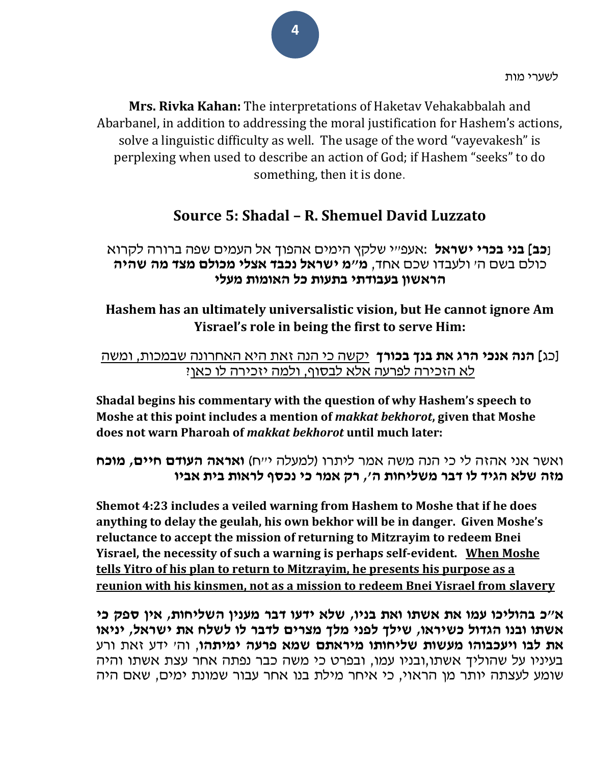לשערי מות

**Mrs. Rivka Kahan:** The interpretations of Haketav Vehakabbalah and Abarbanel, in addition to addressing the moral justification for Hashem's actions, solve a linguistic difficulty as well. The usage of the word "vayevakesh" is perplexing when used to describe an action of God; if Hashem "seeks" to do something, then it is done.

## Source 5: Shadal – R. Shemuel David Luzzato

[**כב] בני בכרי ישראל**: אעפ״י שלקץ הימים אהפוך אל העמים שפה ברורה לקרוא כולם בשם ה׳ ולעבדו שכם אחד, **מ״מ ישראל נכבד אצלי מכולם מצד מה שהיה הראשון בעבודתי בתעות כל האומות מעלי**

**Hashem has an ultimately universalistic vision, but He cannot ignore Am Yisrael's role in being the first to serve Him:**

[כג] **הנה אנכי הרג את בנך בכורך** <u>יקשה כי הנה זאת היא האחרונה שבמכות, ומשה לא הזכירה לפרעה אלא לבסוף, ולמה יזכירה לו כאן?</u>

**Shadal begins his commentary with the question of why Hashem's speech to Moshe at this point includes a mention of *makkat bekhorot*, given that Moshe does not warn Pharoah of *makkat bekhorot* until much later:**

ואשר אני אהזה לי כי הנה משה אמר ליתרו (למעלה י״ח) **ואראה העודם חיים, מוכח מזה שלא הגיד לו דבר משליחות ה׳, רק אמר כי נכסף לראות בית אביו**

**Shemot 4:23 includes a veiled warning from Hashem to Moshe that if he does anything to delay the geulah, his own bekhor will be in danger. Given Moshe's reluctance to accept the mission of returning to Mitzrayim to redeem Bnei Yisrael, the necessity of such a warning is perhaps self-evident. <u>When Moshe tells Yitro of his plan to return to Mitzrayim, he presents his purpose as a reunion with his kinsmen, not as a mission to redeem Bnei Yisrael from slavery</u>**

**א״כ בהוליכו עמו את אשתו ואת בניו, שלא ידעו דבר מענין השליחות, אין ספק כי אשתו ובנו הגדול כשיראו, שילך לפני מלך מצרים לדבר לו לשלח את ישראל, יניאו את לבו ויעכבוהו מעשות שליחותו מיראתם שמא פרעה ימיתהו**, וה׳ ידע זאת ורע בעיניו על שהוליך אשתו,ובניו עמו, ובפרט כי משה כבר נפתה אחר עצת אשתו והיה שומע לעצתה יותר מן הראוי, כי איחר מילת בנו אחר עבור שמונת ימים, שאם היה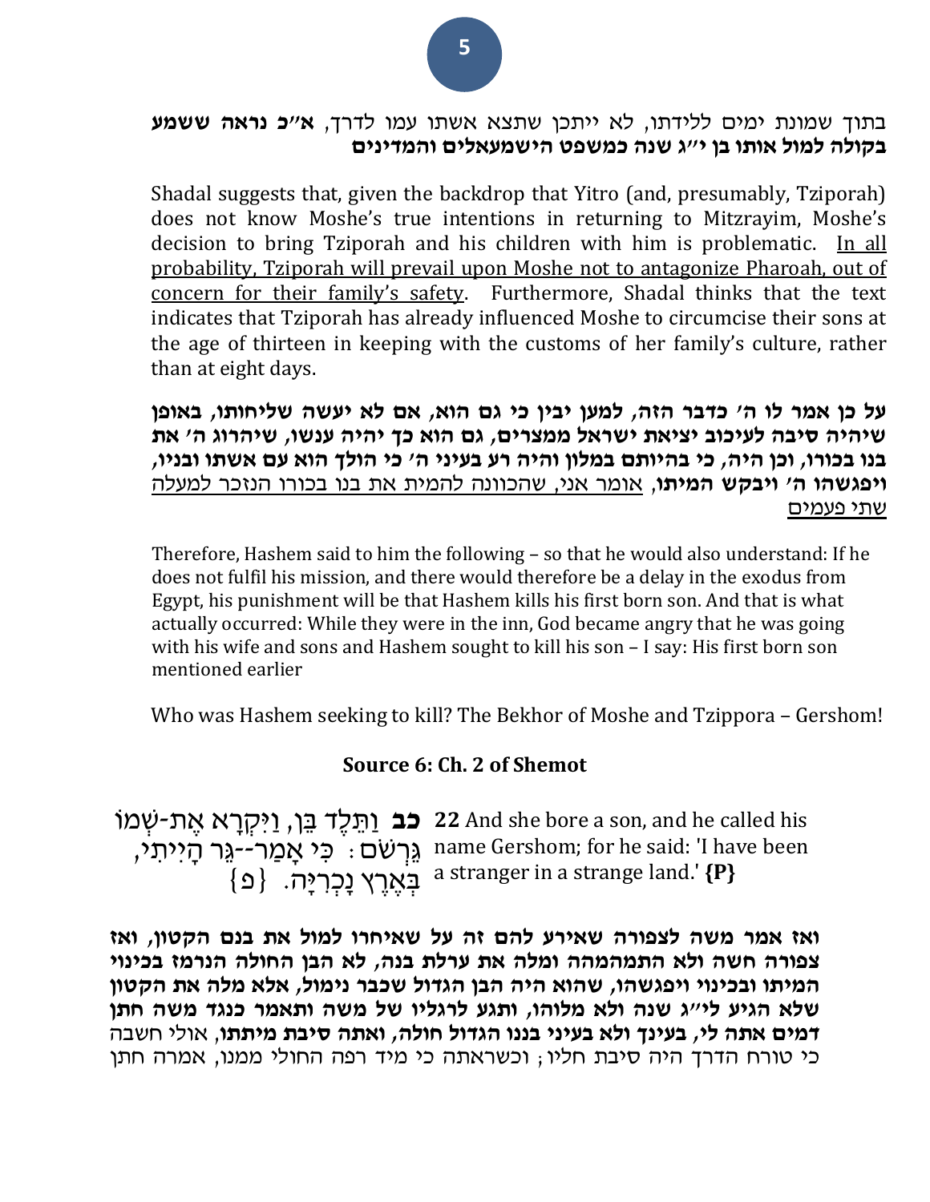בתוך שמונת ימים ללידתו, לא ייתכן שתצא אשתו עמו לדרך, **א"כ נראה ששמע בקולה למול אותו בן י"ג שנה כמשפט הישמעאלים והמדינים**

Shadal suggests that, given the backdrop that Yitro (and, presumably, Tziporah) does not know Moshe's true intentions in returning to Mitzrayim, Moshe's decision to bring Tziporah and his children with him is problematic. <u>In all probability, Tziporah will prevail upon Moshe not to antagonize Pharoah, out of concern for their family's safety</u>. Furthermore, Shadal thinks that the text indicates that Tziporah has already influenced Moshe to circumcise their sons at the age of thirteen in keeping with the customs of her family's culture, rather than at eight days.

**על כן אמר לו ה' כדבר הזה, למען יבין כי גם הוא, אם לא יעשה שליחותו, באופן שיהיה סיבה לעיכוב יציאת ישראל ממצרים, גם הוא כך יהיה ענשו, שיהרוג ה' את בנו בכורו, וכן היה, כי בהיותם במלון והיה רע בעיני ה' כי הולך הוא עם אשתו ובניו, ויפגשהו ה' ויבקש המיתו,** <u>אומר אני, שהכוונה להמית את בנו בכורו הנזכר למעלה שתי פעמים</u>

Therefore, Hashem said to him the following – so that he would also understand: If he does not fulfil his mission, and there would therefore be a delay in the exodus from Egypt, his punishment will be that Hashem kills his first born son. And that is what actually occurred: While they were in the inn, God became angry that he was going with his wife and sons and Hashem sought to kill his son – I say: His first born son mentioned earlier

Who was Hashem seeking to kill? The Bekhor of Moshe and Tzippora – Gershom!

### Source 6: Ch. 2 of Shemot

| | |
|---|---|
| **כב** וַתֵּלֶד בֵּן, וַיִּקְרָא אֶת-שְׁמוֹ גֵּרְשֹׁם: כִּי אָמַר--גֵּר הָיִיתִי, בְּאֶרֶץ נָכְרִיָּה. {פ} | **22** And she bore a son, and he called his name Gershom; for he said: 'I have been a stranger in a strange land.' **{P}** |

**ואז אמר משה לצפורה שאירע להם זה על שאיחרו למול את בנם הקטון, ואז צפורה חשה ולא התמהמהה ומלה את ערלת בנה, לא הבן החולה הנרמז בכינוי המיתו ובכינוי ויפגשהו, שהוא היה הבן הגדול שכבר נימול, אלא מלה את הקטון שלא הגיע לי"ג שנה ולא מלוהו, ותגע לרגליו של משה ותאמר כנגד משה חתן דמים אתה לי, בעינך ולא בעיני בננו הגדול חולה, ואתה סיבת מיתתו,** אולי חשבה כי טורח הדרך היה סיבת חליו; וכשראתה כי מיד רפה החולי ממנו, אמרה חתן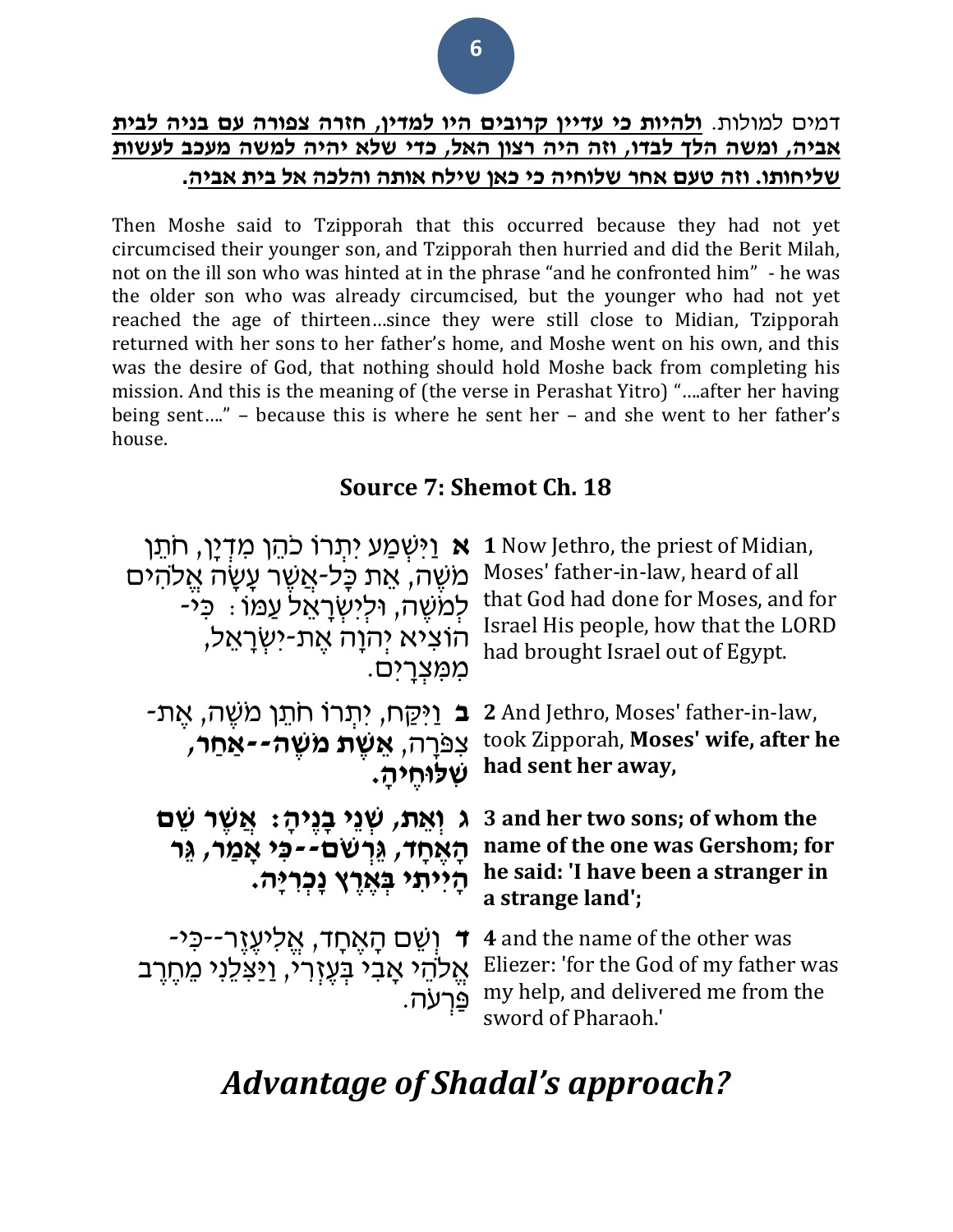דמים למולות. **ולהיות כי עדיין קרובים היו למדין, חזרה צפורה עם בניה לבית אביה, ומשה הלך לבדו, וזה היה רצון האל, כדי שלא יהיה למשה מעכב לעשות שליחותו. וזה טעם אחר שלוחיה כי כאן שילח אותה והלכה אל בית אביה.**

Then Moshe said to Tzipporah that this occurred because they had not yet circumcised their younger son, and Tzipporah then hurried and did the Berit Milah, not on the ill son who was hinted at in the phrase "and he confronted him" - he was the older son who was already circumcised, but the younger who had not yet reached the age of thirteen…since they were still close to Midian, Tzipporah returned with her sons to her father's home, and Moshe went on his own, and this was the desire of God, that nothing should hold Moshe back from completing his mission. And this is the meaning of (the verse in Perashat Yitro) "….after her having being sent…." – because this is where he sent her – and she went to her father's house.

## Source 7: Shemot Ch. 18

| | |
|---|---|
| **א** וַיִּשְׁמַע יִתְרוֹ כֹהֵן מִדְיָן, חֹתֵן מֹשֶׁה, אֵת כָּל-אֲשֶׁר עָשָׂה אֱלֹהִים לְמֹשֶׁה, וּלְיִשְׂרָאֵל עַמּוֹ: כִּי-הוֹצִיא יְהוָה אֶת-יִשְׂרָאֵל, מִמִּצְרָיִם. | **1** Now Jethro, the priest of Midian, Moses' father-in-law, heard of all that God had done for Moses, and for Israel His people, how that the LORD had brought Israel out of Egypt. |
| **ב** וַיִּקַּח, יִתְרוֹ חֹתֵן מֹשֶׁה, אֶת-צִפֹּרָה, **אֵשֶׁת מֹשֶׁה--אַחַר, שִׁלּוּחֶיהָ.** | **2** And Jethro, Moses' father-in-law, took Zipporah, **Moses' wife, after he had sent her away,** |
| **ג וְאֵת, שְׁנֵי בָנֶיהָ: אֲשֶׁר שֵׁם הָאֶחָד, גֵּרְשֹׁם--כִּי אָמַר, גֵּר הָיִיתִי בְּאֶרֶץ נָכְרִיָּה.** | **3 and her two sons; of whom the name of the one was Gershom; for he said: 'I have been a stranger in a strange land';** |
| **ד** וְשֵׁם הָאֶחָד, אֱלִיעֶזֶר--כִּי-אֱלֹהֵי אָבִי בְּעֶזְרִי, וַיַּצִּלֵנִי מֵחֶרֶב פַּרְעֹה. | **4** and the name of the other was Eliezer: 'for the God of my father was my help, and delivered me from the sword of Pharaoh.' |

## *Advantage of Shadal's approach?*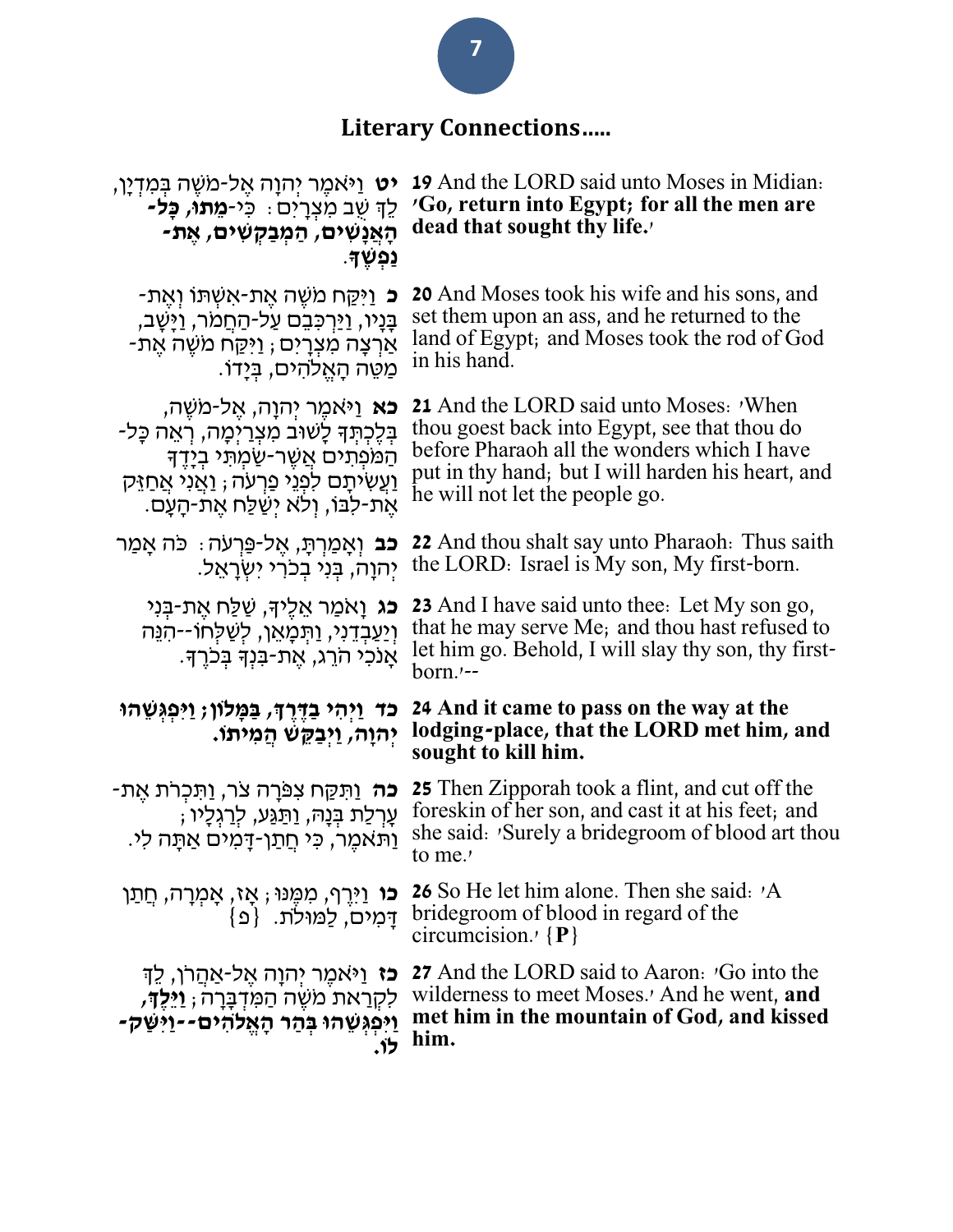## Literary Connections…..

| | |
|---|---|
| **יט** וַיֹּאמֶר יְהוָה אֶל-מֹשֶׁה בְּמִדְיָן, לֵךְ שֻׁב מִצְרָיִם: כִּי-**מֵתוּ, כָּל-הָאֲנָשִׁים, הַמְבַקְשִׁים, אֶת-נַפְשֶׁךָ**. | **19** And the LORD said unto Moses in Midian: '**Go, return into Egypt; for all the men are dead that sought thy life.**' |
| **כ** וַיִּקַּח מֹשֶׁה אֶת-אִשְׁתּוֹ וְאֶת-בָּנָיו, וַיַּרְכִּבֵם עַל-הַחֲמֹר, וַיָּשָׁב, אַרְצָה מִצְרָיִם; וַיִּקַּח מֹשֶׁה אֶת-מַטֵּה הָאֱלֹהִים, בְּיָדוֹ. | **20** And Moses took his wife and his sons, and set them upon an ass, and he returned to the land of Egypt; and Moses took the rod of God in his hand. |
| **כא** וַיֹּאמֶר יְהוָה, אֶל-מֹשֶׁה, בְּלֶכְתְּךָ לָשׁוּב מִצְרַיְמָה, רְאֵה כָּל-הַמֹּפְתִים אֲשֶׁר-שַׂמְתִּי בְיָדֶךָ וַעֲשִׂיתָם לִפְנֵי פַרְעֹה; וַאֲנִי אֲחַזֵּק אֶת-לִבּוֹ, וְלֹא יְשַׁלַּח אֶת-הָעָם. | **21** And the LORD said unto Moses: 'When thou goest back into Egypt, see that thou do before Pharaoh all the wonders which I have put in thy hand; but I will harden his heart, and he will not let the people go. |
| **כב** וְאָמַרְתָּ, אֶל-פַּרְעֹה: כֹּה אָמַר יְהוָה, בְּנִי בְכֹרִי יִשְׂרָאֵל. | **22** And thou shalt say unto Pharaoh: Thus saith the LORD: Israel is My son, My first-born. |
| **כג** וָאֹמַר אֵלֶיךָ, שַׁלַּח אֶת-בְּנִי וְיַעַבְדֵנִי, וַתְּמָאֵן, לְשַׁלְּחוֹ--הִנֵּה אָנֹכִי הֹרֵג, אֶת-בִּנְךָ בְּכֹרֶךָ. | **23** And I have said unto thee: Let My son go, that he may serve Me; and thou hast refused to let him go. Behold, I will slay thy son, thy first-born.'-- |
| **כד וַיְהִי בַדֶּרֶךְ, בַּמָּלוֹן; וַיִּפְגְּשֵׁהוּ יְהוָה, וַיְבַקֵּשׁ הֲמִיתוֹ.** | **24 And it came to pass on the way at the lodging-place, that the LORD met him, and sought to kill him.** |
| **כה** וַתִּקַּח צִפֹּרָה צֹר, וַתִּכְרֹת אֶת-עָרְלַת בְּנָהּ, וַתַּגַּע, לְרַגְלָיו; וַתֹּאמֶר, כִּי חֲתַן-דָּמִים אַתָּה לִי. | **25** Then Zipporah took a flint, and cut off the foreskin of her son, and cast it at his feet; and she said: 'Surely a bridegroom of blood art thou to me.' |
| **כו** וַיִּרֶף, מִמֶּנּוּ; אָז, אָמְרָה, חֲתַן דָּמִים, לַמּוּלֹת. {פ} | **26** So He let him alone. Then she said: 'A bridegroom of blood in regard of the circumcision.' {**P**} |
| **כז** וַיֹּאמֶר יְהוָה אֶל-אַהֲרֹן, לֵךְ לִקְרַאת מֹשֶׁה הַמִּדְבָּרָה; **וַיֵּלֶךְ, וַיִּפְגְּשֵׁהוּ בְּהַר הָאֱלֹהִים--וַיִּשַּׁק-לוֹ.** | **27** And the LORD said to Aaron: 'Go into the wilderness to meet Moses.' And he went, **and met him in the mountain of God, and kissed him.** |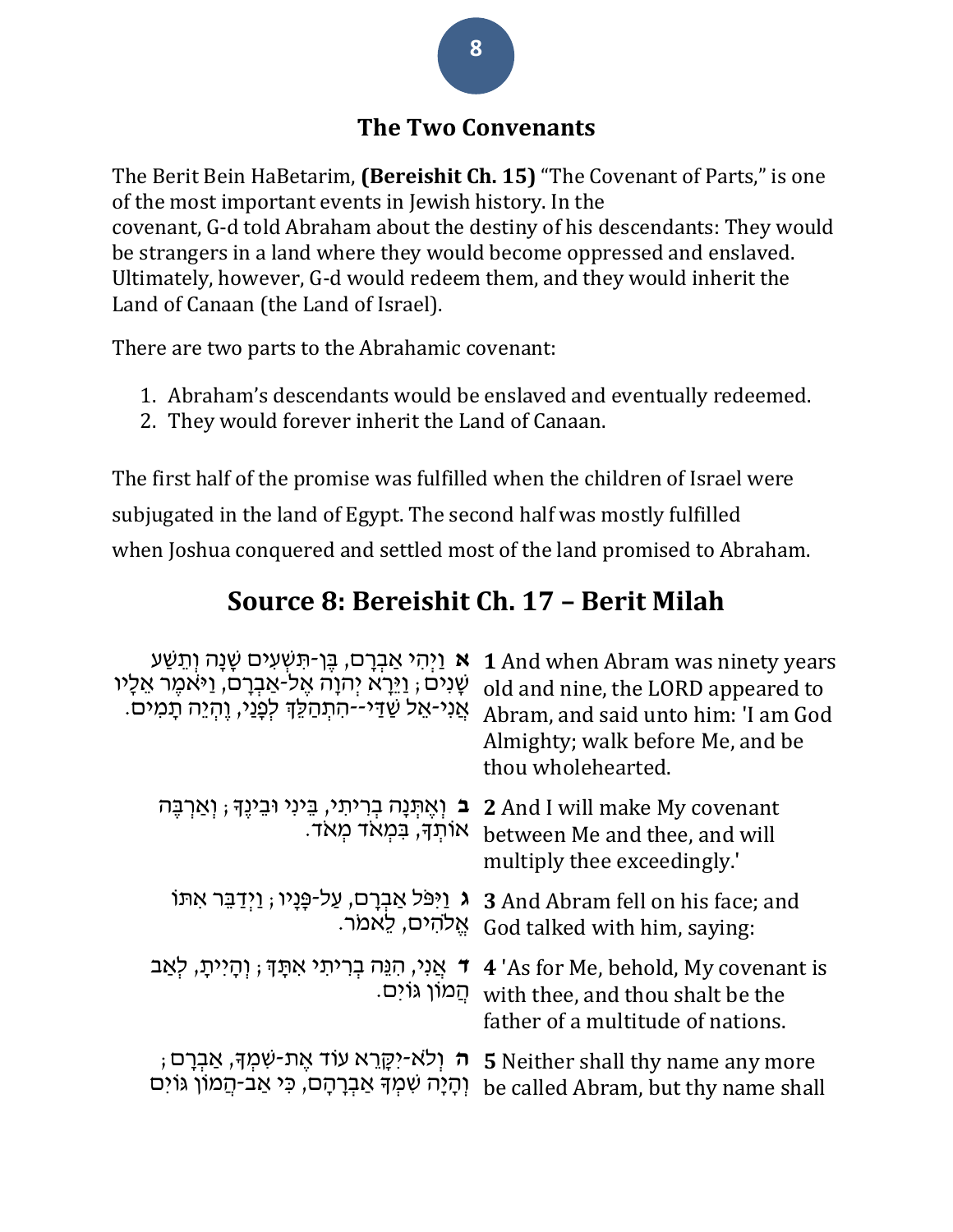## The Two Convenants

The Berit Bein HaBetarim, **(Bereishit Ch. 15)** "The Covenant of Parts," is one of the most important events in Jewish history. In the covenant, G-d told Abraham about the destiny of his descendants: They would be strangers in a land where they would become oppressed and enslaved. Ultimately, however, G-d would redeem them, and they would inherit the Land of Canaan (the Land of Israel).

There are two parts to the Abrahamic covenant:

1. Abraham's descendants would be enslaved and eventually redeemed.
2. They would forever inherit the Land of Canaan.

The first half of the promise was fulfilled when the children of Israel were subjugated in the land of Egypt. The second half was mostly fulfilled when Joshua conquered and settled most of the land promised to Abraham.

## Source 8: Bereishit Ch. 17 – Berit Milah

| | |
|---|---|
| **1** And when Abram was ninety years old and nine, the LORD appeared to Abram, and said unto him: 'I am God Almighty; walk before Me, and be thou wholehearted. | **א** וַיְהִי אַבְרָם, בֶּן-תִּשְׁעִים שָׁנָה וְתֵשַׁע שָׁנִים; וַיֵּרָא יְהוָה אֶל-אַבְרָם, וַיֹּאמֶר אֵלָיו אֲנִי-אֵל שַׁדַּי--הִתְהַלֵּךְ לְפָנַי, וֶהְיֵה תָמִים. |
| **2** And I will make My covenant between Me and thee, and will multiply thee exceedingly.' | **ב** וְאֶתְּנָה בְרִיתִי, בֵּינִי וּבֵינֶךָ; וְאַרְבֶּה אוֹתְךָ, בִּמְאֹד מְאֹד. |
| **3** And Abram fell on his face; and God talked with him, saying: | **ג** וַיִּפֹּל אַבְרָם, עַל-פָּנָיו; וַיְדַבֵּר אִתּוֹ אֱלֹהִים, לֵאמֹר. |
| **4** 'As for Me, behold, My covenant is with thee, and thou shalt be the father of a multitude of nations. | **ד** אֲנִי, הִנֵּה בְרִיתִי אִתָּךְ; וְהָיִיתָ, לְאַב הֲמוֹן גּוֹיִם. |
| **5** Neither shall thy name any more be called Abram, but thy name shall | **ה** וְלֹא-יִקָּרֵא עוֹד אֶת-שִׁמְךָ, אַבְרָם; וְהָיָה שִׁמְךָ אַבְרָהָם, כִּי אַב-הֲמוֹן גּוֹיִם |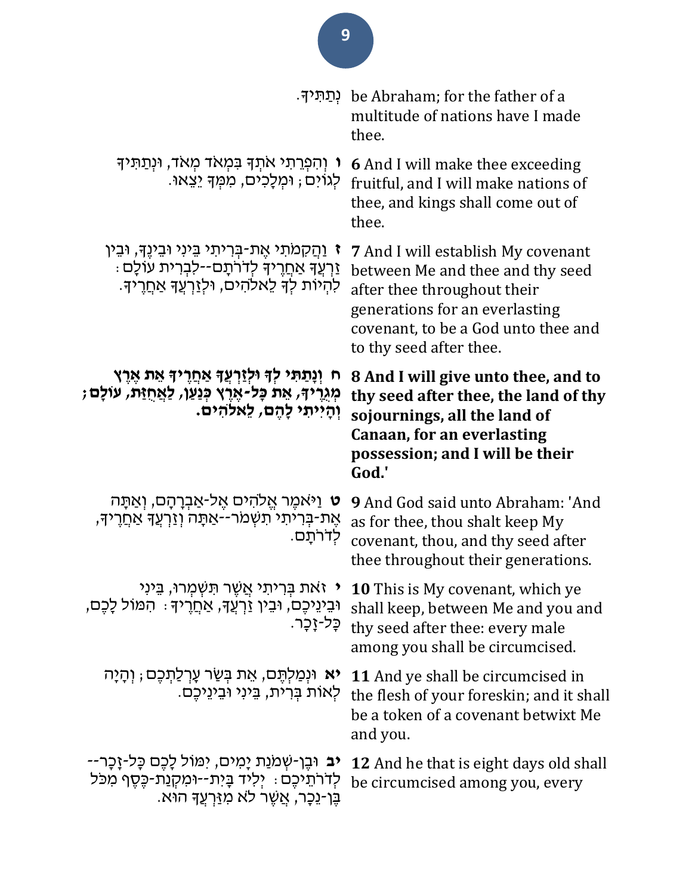| | |
|---|---|
| נְתַתִּיךָ. | be Abraham; for the father of a multitude of nations have I made thee. |
| **ו** וְהִפְרֵתִי אֹתְךָ בִּמְאֹד מְאֹד, וּנְתַתִּיךָ לְגוֹיִם; וּמְלָכִים, מִמְּךָ יֵצֵאוּ. | **6** And I will make thee exceeding fruitful, and I will make nations of thee, and kings shall come out of thee. |
| **ז** וַהֲקִמֹתִי אֶת-בְּרִיתִי בֵּינִי וּבֵינֶךָ, וּבֵין זַרְעֲךָ אַחֲרֶיךָ לְדֹרֹתָם--לִבְרִית עוֹלָם: לִהְיוֹת לְךָ לֵאלֹהִים, וּלְזַרְעֲךָ אַחֲרֶיךָ. | **7** And I will establish My covenant between Me and thee and thy seed after thee throughout their generations for an everlasting covenant, to be a God unto thee and to thy seed after thee. |
| **ח וְנָתַתִּי לְךָ וּלְזַרְעֲךָ אַחֲרֶיךָ אֵת אֶרֶץ מְגֻרֶיךָ, אֵת כָּל-אֶרֶץ כְּנַעַן, לַאֲחֻזַּת, עוֹלָם; וְהָיִיתִי לָהֶם, לֵאלֹהִים.** | **8 And I will give unto thee, and to thy seed after thee, the land of thy sojournings, all the land of Canaan, for an everlasting possession; and I will be their God.'** |
| **ט** וַיֹּאמֶר אֱלֹהִים אֶל-אַבְרָהָם, וְאַתָּה אֶת-בְּרִיתִי תִשְׁמֹר--אַתָּה וְזַרְעֲךָ אַחֲרֶיךָ, לְדֹרֹתָם. | **9** And God said unto Abraham: 'And as for thee, thou shalt keep My covenant, thou, and thy seed after thee throughout their generations. |
| **י** זֹאת בְּרִיתִי אֲשֶׁר תִּשְׁמְרוּ, בֵּינִי וּבֵינֵיכֶם, וּבֵין זַרְעֲךָ, אַחֲרֶיךָ: הִמּוֹל לָכֶם, כָּל-זָכָר. | **10** This is My covenant, which ye shall keep, between Me and you and thy seed after thee: every male among you shall be circumcised. |
| **יא** וּנְמַלְתֶּם, אֵת בְּשַׂר עָרְלַתְכֶם; וְהָיָה לְאוֹת בְּרִית, בֵּינִי וּבֵינֵיכֶם. | **11** And ye shall be circumcised in the flesh of your foreskin; and it shall be a token of a covenant betwixt Me and you. |
| **יב** וּבֶן-שְׁמֹנַת יָמִים, יִמּוֹל לָכֶם כָּל-זָכָר--לְדֹרֹתֵיכֶם: יְלִיד בָּיִת--וּמִקְנַת-כֶּסֶף מִכֹּל בֶּן-נֵכָר, אֲשֶׁר לֹא מִזַּרְעֲךָ הוּא. | **12** And he that is eight days old shall be circumcised among you, every |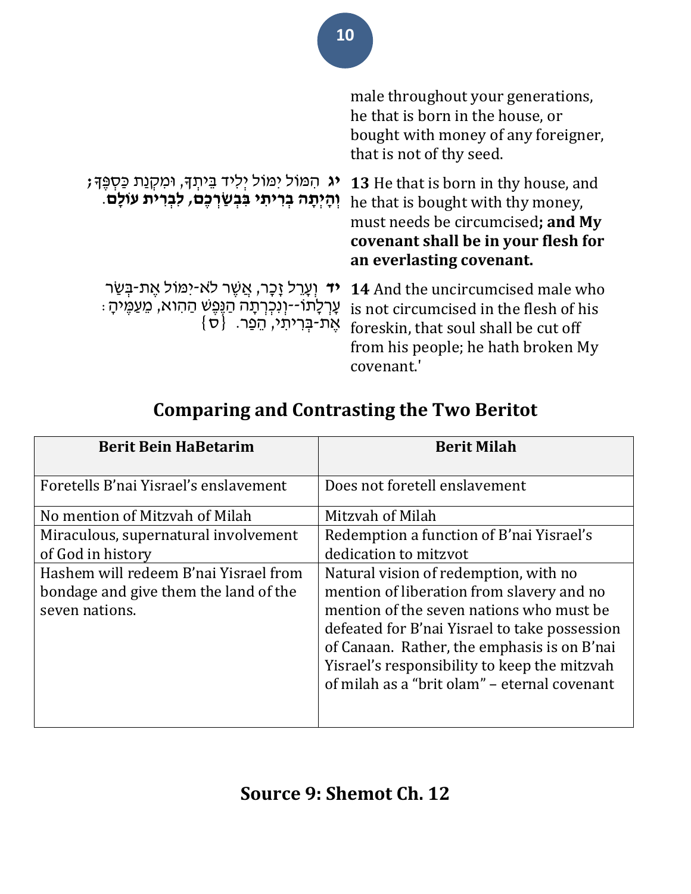male throughout your generations, he that is born in the house, or bought with money of any foreigner, that is not of thy seed.

| | |
|---|---|
| **יג** הִמּוֹל יִמּוֹל יְלִיד בֵּיתְךָ, וּמִקְנַת כַּסְפֶּךָ; **וְהָיְתָה בְרִיתִי בִּבְשַׂרְכֶם, לִבְרִית עוֹלָם.** | **13** He that is born in thy house, and he that is bought with thy money, must needs be circumcised**; and My covenant shall be in your flesh for an everlasting covenant.** |
| **יד** וְעָרֵל זָכָר, אֲשֶׁר לֹא-יִמּוֹל אֶת-בְּשַׂר עָרְלָתוֹ--וְנִכְרְתָה הַנֶּפֶשׁ הַהִוא, מֵעַמֶּיהָ: אֶת-בְּרִיתִי, הֵפַר. {ס} | **14** And the uncircumcised male who is not circumcised in the flesh of his foreskin, that soul shall be cut off from his people; he hath broken My covenant.' |

## Comparing and Contrasting the Two Beritot

| Berit Bein HaBetarim | Berit Milah |
|---|---|
| Foretells B'nai Yisrael's enslavement | Does not foretell enslavement |
| No mention of Mitzvah of Milah | Mitzvah of Milah |
| Miraculous, supernatural involvement of God in history | Redemption a function of B'nai Yisrael's dedication to mitzvot |
| Hashem will redeem B'nai Yisrael from bondage and give them the land of the seven nations. | Natural vision of redemption, with no mention of liberation from slavery and no mention of the seven nations who must be defeated for B'nai Yisrael to take possession of Canaan. Rather, the emphasis is on B'nai Yisrael's responsibility to keep the mitzvah of milah as a "brit olam" – eternal covenant |

## Source 9: Shemot Ch. 12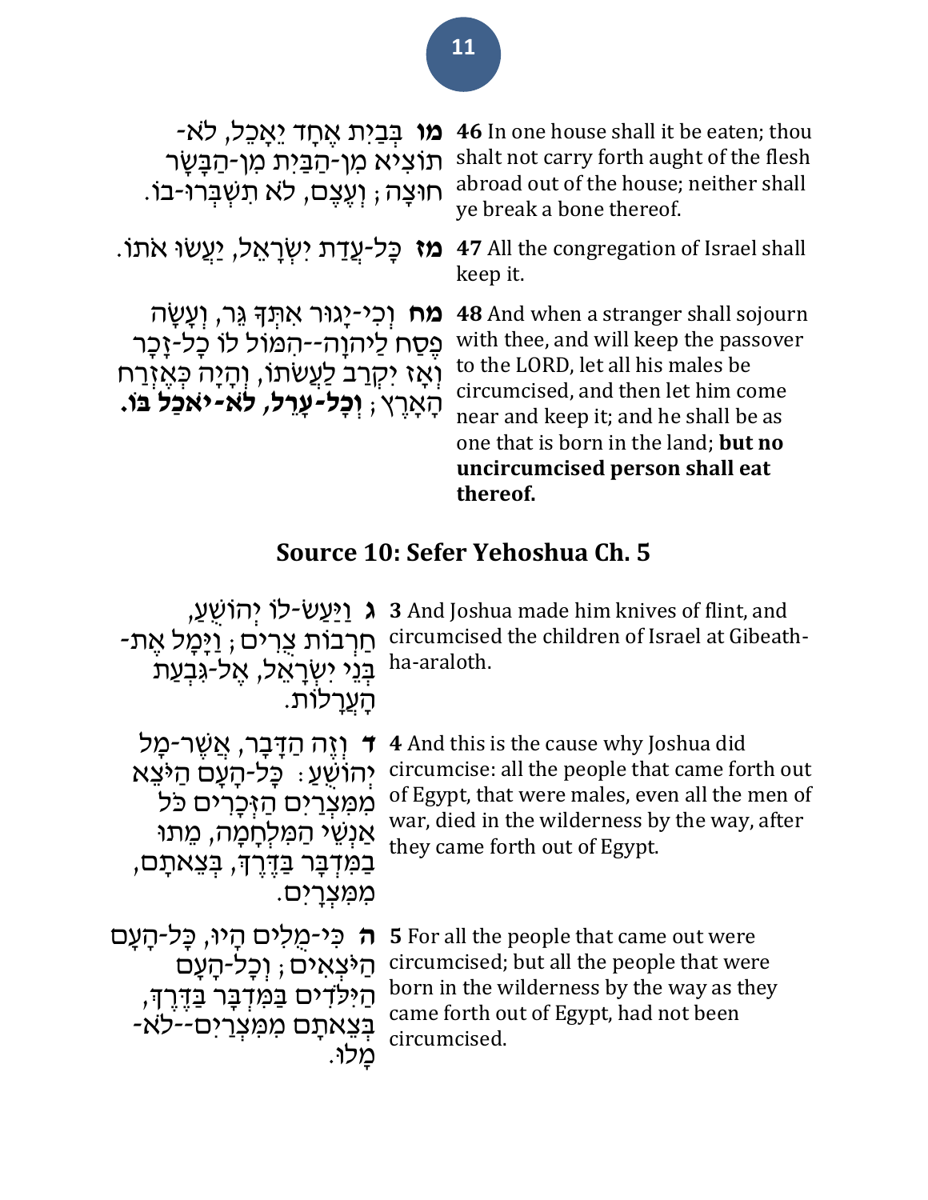| | |
|---|---|
| **מו** בְּבַיִת אֶחָד יֵאָכֵל, לֹא-תוֹצִיא מִן-הַבַּיִת מִן-הַבָּשָׂר חוּצָה; וְעֶצֶם, לֹא תִשְׁבְּרוּ-בוֹ. | **46** In one house shall it be eaten; thou shalt not carry forth aught of the flesh abroad out of the house; neither shall ye break a bone thereof. |
| **מז** כָּל-עֲדַת יִשְׂרָאֵל, יַעֲשׂוּ אֹתוֹ. | **47** All the congregation of Israel shall keep it. |
| **מח** וְכִי-יָגוּר אִתְּךָ גֵּר, וְעָשָׂה פֶסַח לַיהוָה--הִמּוֹל לוֹ כָל-זָכָר וְאָז יִקְרַב לַעֲשֹׂתוֹ, וְהָיָה כְּאֶזְרַח הָאָרֶץ; **וְכָל-עָרֵל, לֹא-יֹאכַל בּוֹ.** | **48** And when a stranger shall sojourn with thee, and will keep the passover to the LORD, let all his males be circumcised, and then let him come near and keep it; and he shall be as one that is born in the land; **but no uncircumcised person shall eat thereof.** |

## Source 10: Sefer Yehoshua Ch. 5

| | |
|---|---|
| **ג** וַיַּעַשׂ-לוֹ יְהוֹשֻׁעַ, חַרְבוֹת צֻרִים; וַיָּמָל אֶת-בְּנֵי יִשְׂרָאֵל, אֶל-גִּבְעַת הָעֲרָלוֹת. | **3** And Joshua made him knives of flint, and circumcised the children of Israel at Gibeath-ha-araloth. |
| **ד** וְזֶה הַדָּבָר, אֲשֶׁר-מָל יְהוֹשֻׁעַ: כָּל-הָעָם הַיֹּצֵא מִמִּצְרַיִם הַזְּכָרִים כֹּל אַנְשֵׁי הַמִּלְחָמָה, מֵתוּ בַמִּדְבָּר בַּדֶּרֶךְ, בְּצֵאתָם, מִמִּצְרָיִם. | **4** And this is the cause why Joshua did circumcise: all the people that came forth out of Egypt, that were males, even all the men of war, died in the wilderness by the way, after they came forth out of Egypt. |
| **ה** כִּי-מֻלִים הָיוּ, כָּל-הָעָם הַיֹּצְאִים; וְכָל-הָעָם הַיִּלֹּדִים בַּמִּדְבָּר בַּדֶּרֶךְ, בְּצֵאתָם מִמִּצְרַיִם--לֹא-מָלוּ. | **5** For all the people that came out were circumcised; but all the people that were born in the wilderness by the way as they came forth out of Egypt, had not been circumcised. |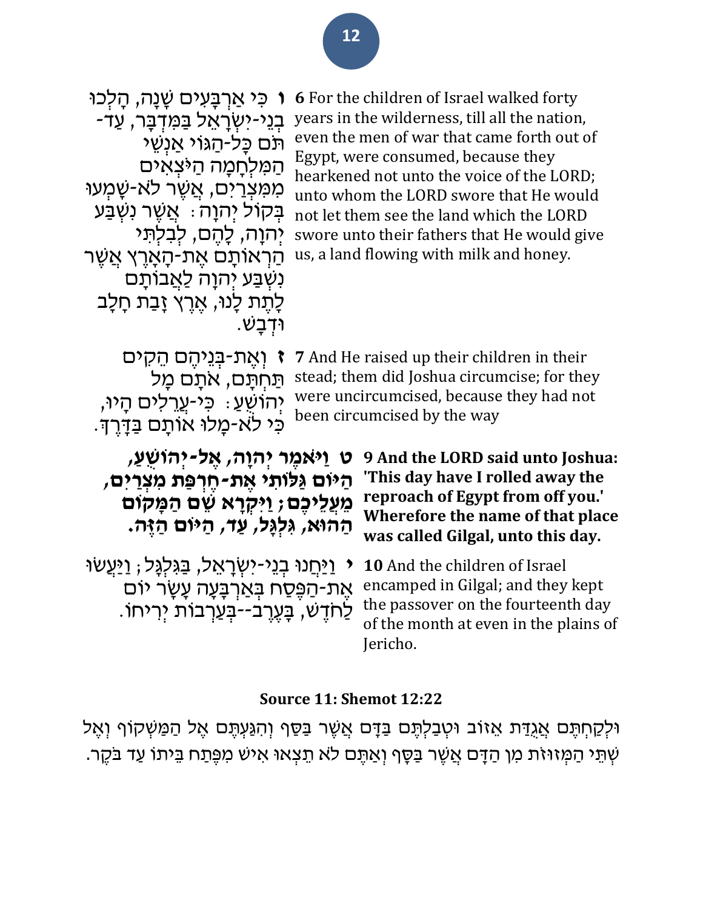ו כִּי אַרְבָּעִים שָׁנָה, הָלְכוּ בְנֵי-יִשְׂרָאֵל בַּמִּדְבָּר, עַד-תֹּם כָּל-הַגּוֹי אַנְשֵׁי הַמִּלְחָמָה הַיֹּצְאִים מִמִּצְרַיִם, אֲשֶׁר לֹא-שָׁמְעוּ בְּקוֹל יְהוָה: אֲשֶׁר נִשְׁבַּע יְהוָה, לָהֶם, לְבִלְתִּי הַרְאוֹתָם אֶת-הָאָרֶץ אֲשֶׁר נִשְׁבַּע יְהוָה לַאֲבוֹתָם לָתֶת לָנוּ, אֶרֶץ זָבַת חָלָב וּדְבָשׁ.

**6** For the children of Israel walked forty years in the wilderness, till all the nation, even the men of war that came forth out of Egypt, were consumed, because they hearkened not unto the voice of the LORD; unto whom the LORD swore that He would not let them see the land which the LORD swore unto their fathers that He would give us, a land flowing with milk and honey.

ז וְאֶת-בְּנֵיהֶם הֵקִים תַּחְתָּם, אֹתָם מָל יְהוֹשֻׁעַ: כִּי-עֲרֵלִים הָיוּ, כִּי לֹא-מָלוּ אוֹתָם בַּדָּרֶךְ.

**7** And He raised up their children in their stead; them did Joshua circumcise; for they were uncircumcised, because they had not been circumcised by the way

**ט וַיֹּאמֶר יְהוָה, אֶל-יְהוֹשֻׁעַ, הַיּוֹם גַּלּוֹתִי אֶת-חֶרְפַּת מִצְרַיִם, מֵעֲלֵיכֶם; וַיִּקְרָא שֵׁם הַמָּקוֹם הַהוּא, גִּלְגָּל, עַד, הַיּוֹם הַזֶּה.**

**9 And the LORD said unto Joshua: 'This day have I rolled away the reproach of Egypt from off you.' Wherefore the name of that place was called Gilgal, unto this day.**

י וַיַּחֲנוּ בְנֵי-יִשְׂרָאֵל, בַּגִּלְגָּל; וַיַּעֲשׂוּ אֶת-הַפֶּסַח בְּאַרְבָּעָה עָשָׂר יוֹם לַחֹדֶשׁ, בָּעֶרֶב--בְּעַרְבוֹת יְרִיחוֹ.

**10** And the children of Israel encamped in Gilgal; and they kept the passover on the fourteenth day of the month at even in the plains of Jericho.

**Source 11: Shemot 12:22**

וּלְקַחְתֶּם אֲגֻדַּת אֵזוֹב וּטְבַלְתֶּם בַּדָּם אֲשֶׁר בַּסַּף וְהִגַּעְתֶּם אֶל הַמַּשְׁקוֹף וְאֶל שְׁתֵּי הַמְּזוּזֹת מִן הַדָּם אֲשֶׁר בַּסָּף וְאַתֶּם לֹא תֵצְאוּ אִישׁ מִפֶּתַח בֵּיתוֹ עַד בֹּקֶר.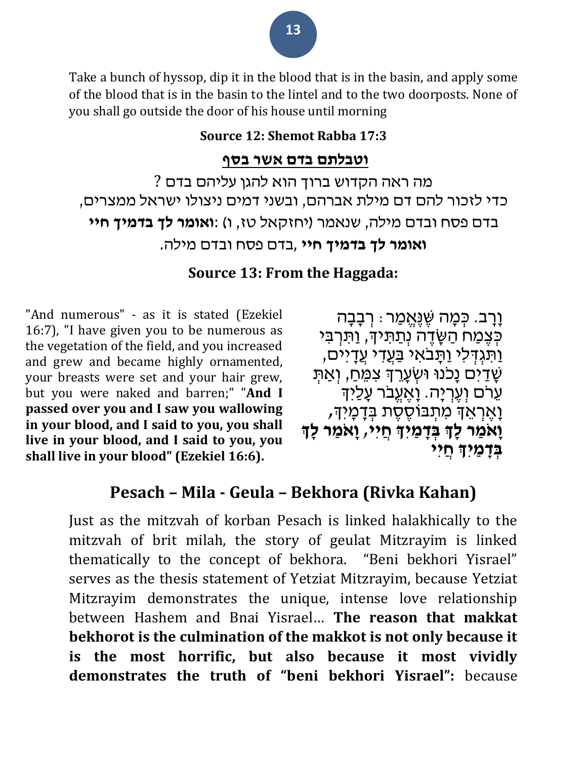Take a bunch of hyssop, dip it in the blood that is in the basin, and apply some of the blood that is in the basin to the lintel and to the two doorposts. None of you shall go outside the door of his house until morning

**Source 12: Shemot Rabba 17:3**

**וטבלתם בדם אשר בסף**

מה ראה הקדוש ברוך הוא להגן עליהם בדם ?
כדי לזכור להם דם מילת אברהם, ובשני דמים ניצולו ישראל ממצרים,
בדם פסח ובדם מילה, שנאמר (יחזקאל טז, ו) :**ואומר לך בדמיך חיי**
**ואומר לך בדמיך חיי** ,בדם פסח ובדם מילה.

**Source 13: From the Haggada:**

וָרָב. כְּמָה שֶּׁנֶּאֱמַר : רְבָבָה כְּצֶמַח הַשָּׂדֶה נְתַתִּיךְ, וַתִּרְבִּי וַתִּגְדְּלִי וַתָּבֹאִי בַּעֲדִי עֲדָיִים, שָׁדַיִם נָכֹנוּ וּשְׂעָרֵךְ צִמֵּחַ, וְאַתְּ עֵרֹם וְעֶרְיָה. וָאֶעֱבֹר עָלַיִךְ וָאֶרְאֵךְ מִתְבּוֹסֶסֶת בְּדָמָיִךְ, **וָאֹמַר לָךְ בְּדָמַיִךְ חֲיִי, וָאֹמַר לָךְ בְּדָמַיִךְ חֲיִי**

"And numerous" - as it is stated (Ezekiel 16:7), "I have given you to be numerous as the vegetation of the field, and you increased and grew and became highly ornamented, your breasts were set and your hair grew, but you were naked and barren;" "**And I passed over you and I saw you wallowing in your blood, and I said to you, you shall live in your blood, and I said to you, you shall live in your blood" (Ezekiel 16:6).**

## Pesach – Mila - Geula – Bekhora (Rivka Kahan)

Just as the mitzvah of korban Pesach is linked halakhically to the mitzvah of brit milah, the story of geulat Mitzrayim is linked thematically to the concept of bekhora. "Beni bekhori Yisrael" serves as the thesis statement of Yetziat Mitzrayim, because Yetziat Mitzrayim demonstrates the unique, intense love relationship between Hashem and Bnai Yisrael… **The reason that makkat bekhorot is the culmination of the makkot is not only because it is the most horrific, but also because it most vividly demonstrates the truth of "beni bekhori Yisrael":** because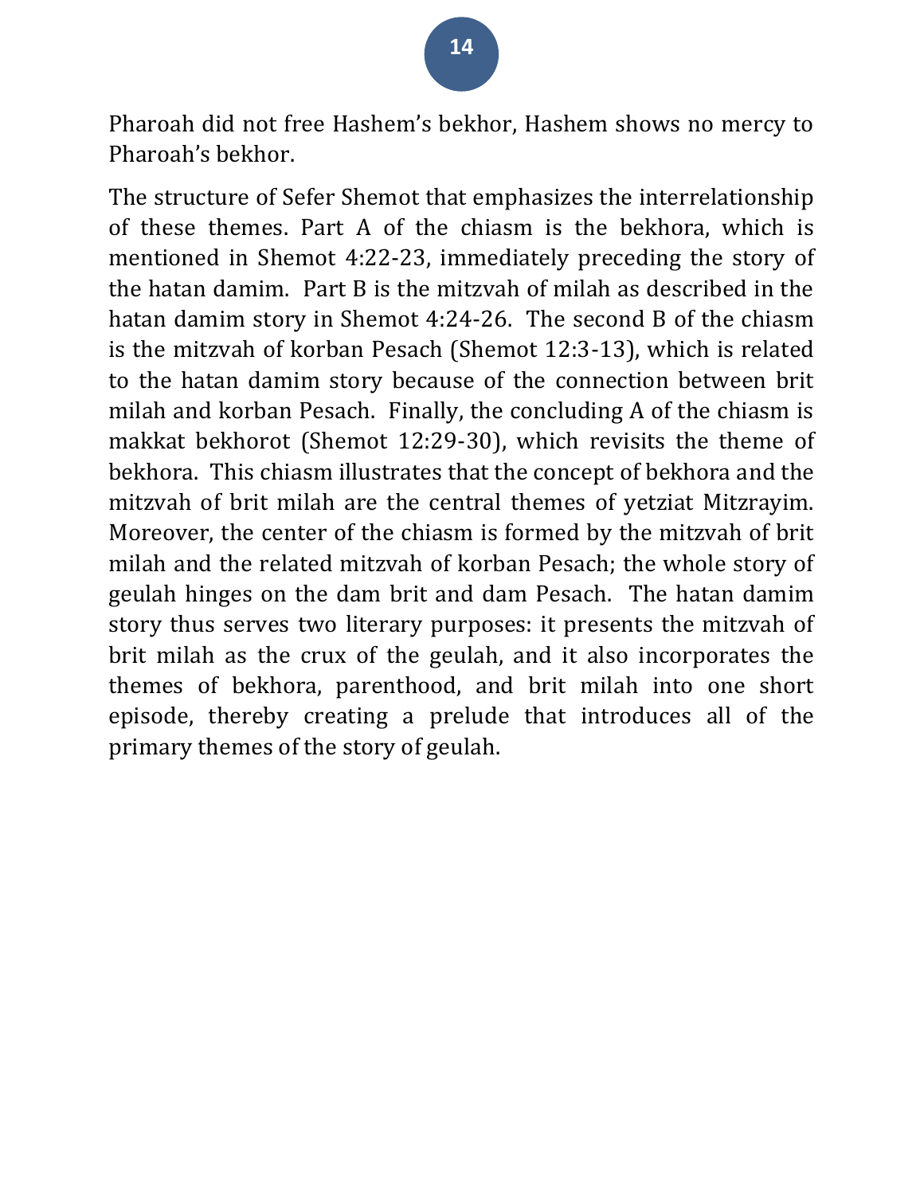Pharoah did not free Hashem's bekhor, Hashem shows no mercy to Pharoah's bekhor.

The structure of Sefer Shemot that emphasizes the interrelationship of these themes. Part A of the chiasm is the bekhora, which is mentioned in Shemot 4:22-23, immediately preceding the story of the hatan damim. Part B is the mitzvah of milah as described in the hatan damim story in Shemot 4:24-26. The second B of the chiasm is the mitzvah of korban Pesach (Shemot 12:3-13), which is related to the hatan damim story because of the connection between brit milah and korban Pesach. Finally, the concluding A of the chiasm is makkat bekhorot (Shemot 12:29-30), which revisits the theme of bekhora. This chiasm illustrates that the concept of bekhora and the mitzvah of brit milah are the central themes of yetziat Mitzrayim. Moreover, the center of the chiasm is formed by the mitzvah of brit milah and the related mitzvah of korban Pesach; the whole story of geulah hinges on the dam brit and dam Pesach. The hatan damim story thus serves two literary purposes: it presents the mitzvah of brit milah as the crux of the geulah, and it also incorporates the themes of bekhora, parenthood, and brit milah into one short episode, thereby creating a prelude that introduces all of the primary themes of the story of geulah.